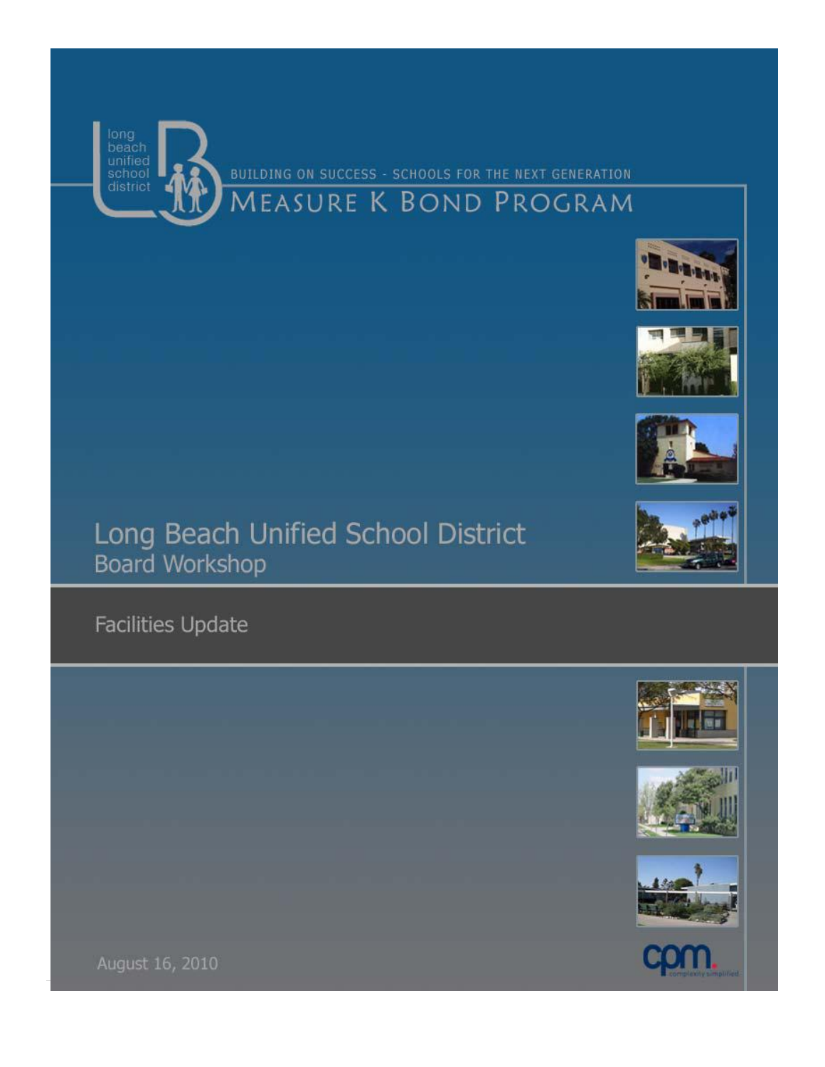long beach unified school district

BUILDING ON SUCCESS - SCHOOLS FOR THE NEXT GENERATION

# MEASURE K BOND PROGRAM

# Long Beach Unified School District
## Board Workshop

## Facilities Update

August 16, 2010

cpm. complexity simplified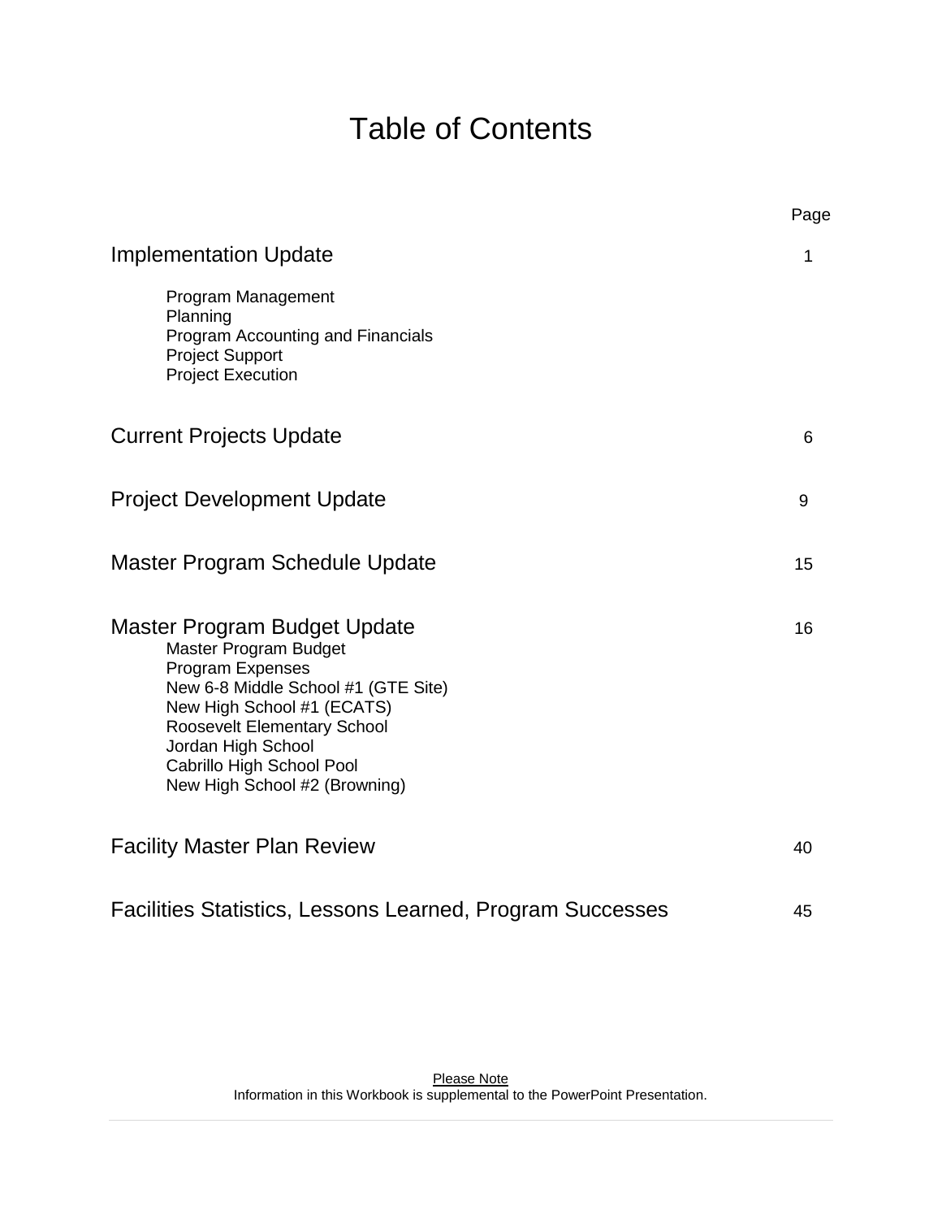# Table of Contents

| | Page |
|---|---|
| **Implementation Update** | 1 |
| Program Management | |
| Planning | |
| Program Accounting and Financials | |
| Project Support | |
| Project Execution | |
| **Current Projects Update** | 6 |
| **Project Development Update** | 9 |
| **Master Program Schedule Update** | 15 |
| **Master Program Budget Update** | 16 |
| Master Program Budget | |
| Program Expenses | |
| New 6-8 Middle School #1 (GTE Site) | |
| New High School #1 (ECATS) | |
| Roosevelt Elementary School | |
| Jordan High School | |
| Cabrillo High School Pool | |
| New High School #2 (Browning) | |
| **Facility Master Plan Review** | 40 |
| **Facilities Statistics, Lessons Learned, Program Successes** | 45 |

Please Note
Information in this Workbook is supplemental to the PowerPoint Presentation.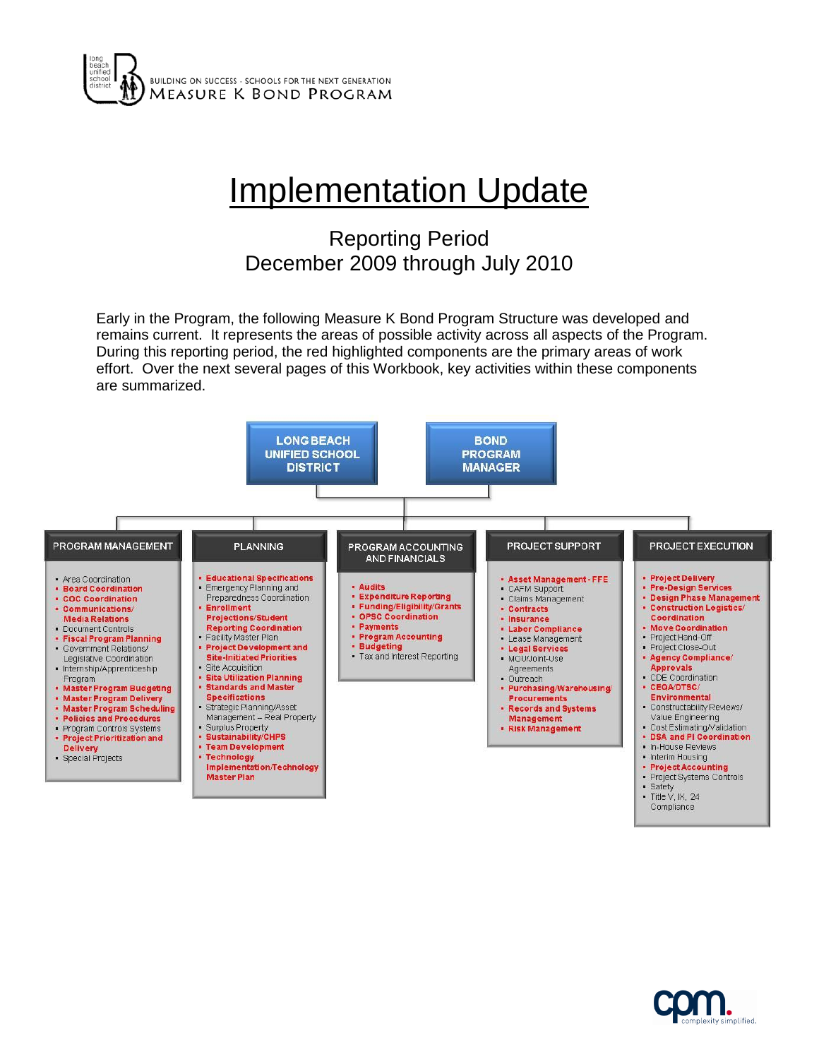BUILDING ON SUCCESS - SCHOOLS FOR THE NEXT GENERATION
MEASURE K BOND PROGRAM

# Implementation Update

## Reporting Period
## December 2009 through July 2010

Early in the Program, the following Measure K Bond Program Structure was developed and remains current. It represents the areas of possible activity across all aspects of the Program. During this reporting period, the red highlighted components are the primary areas of work effort. Over the next several pages of this Workbook, key activities within these components are summarized.

**LONG BEACH UNIFIED SCHOOL DISTRICT** — **BOND PROGRAM MANAGER**

### PROGRAM MANAGEMENT
- Area Coordination
- **Board Coordination**
- **COC Coordination**
- **Communications/ Media Relations**
- Document Controls
- **Fiscal Program Planning**
- Government Relations/ Legislative Coordination
- Internship/Apprenticeship Program
- **Master Program Budgeting**
- **Master Program Delivery**
- **Master Program Scheduling**
- **Policies and Procedures**
- Program Controls Systems
- **Project Prioritization and Delivery**
- Special Projects

### PLANNING
- **Educational Specifications**
- Emergency Planning and Preparedness Coordination
- **Enrollment Projections/Student Reporting Coordination**
- Facility Master Plan
- **Project Development and Site-Initiated Priorities**
- Site Acquisition
- **Site Utilization Planning**
- **Standards and Master Specifications**
- Strategic Planning/Asset Management – Real Property
- Surplus Property
- **Sustainability/CHPS**
- **Team Development**
- **Technology Implementation/Technology Master Plan**

### PROGRAM ACCOUNTING AND FINANCIALS
- **Audits**
- **Expenditure Reporting**
- **Funding/Eligibility/Grants**
- **OPSC Coordination**
- **Payments**
- **Program Accounting**
- **Budgeting**
- Tax and Interest Reporting

### PROJECT SUPPORT
- **Asset Management - FFE**
- CAFM Support
- Claims Management
- **Contracts**
- **Insurance**
- **Labor Compliance**
- Lease Management
- **Legal Services**
- MOU/Joint-Use Agreements
- Outreach
- **Purchasing/Warehousing/ Procurements**
- **Records and Systems Management**
- **Risk Management**

### PROJECT EXECUTION
- **Project Delivery**
- **Pre-Design Services**
- **Design Phase Management**
- **Construction Logistics/ Coordination**
- **Move Coordination**
- Project Hand-Off
- Project Close-Out
- **Agency Compliance/ Approvals**
- CDE Coordination
- **CEQA/DTSC/ Environmental**
- Constructability Reviews/ Value Engineering
- Cost Estimating/Validation
- **DSA and PI Coordination**
- In-House Reviews
- Interim Housing
- **Project Accounting**
- Project Systems Controls
- Safety
- Title V, IX, 24 Compliance

cpm. complexity simplified.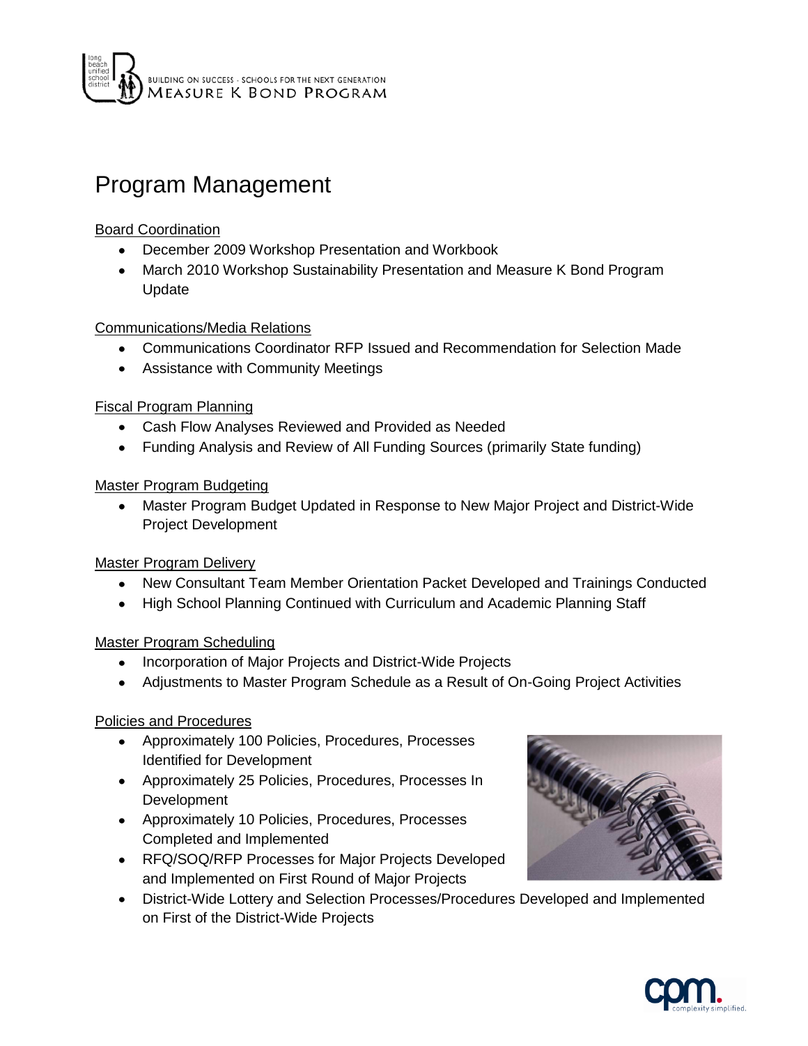# Program Management

Board Coordination

- December 2009 Workshop Presentation and Workbook
- March 2010 Workshop Sustainability Presentation and Measure K Bond Program Update

Communications/Media Relations

- Communications Coordinator RFP Issued and Recommendation for Selection Made
- Assistance with Community Meetings

Fiscal Program Planning

- Cash Flow Analyses Reviewed and Provided as Needed
- Funding Analysis and Review of All Funding Sources (primarily State funding)

Master Program Budgeting

- Master Program Budget Updated in Response to New Major Project and District-Wide Project Development

Master Program Delivery

- New Consultant Team Member Orientation Packet Developed and Trainings Conducted
- High School Planning Continued with Curriculum and Academic Planning Staff

Master Program Scheduling

- Incorporation of Major Projects and District-Wide Projects
- Adjustments to Master Program Schedule as a Result of On-Going Project Activities

Policies and Procedures

- Approximately 100 Policies, Procedures, Processes Identified for Development
- Approximately 25 Policies, Procedures, Processes In Development
- Approximately 10 Policies, Procedures, Processes Completed and Implemented
- RFQ/SOQ/RFP Processes for Major Projects Developed and Implemented on First Round of Major Projects
- District-Wide Lottery and Selection Processes/Procedures Developed and Implemented on First of the District-Wide Projects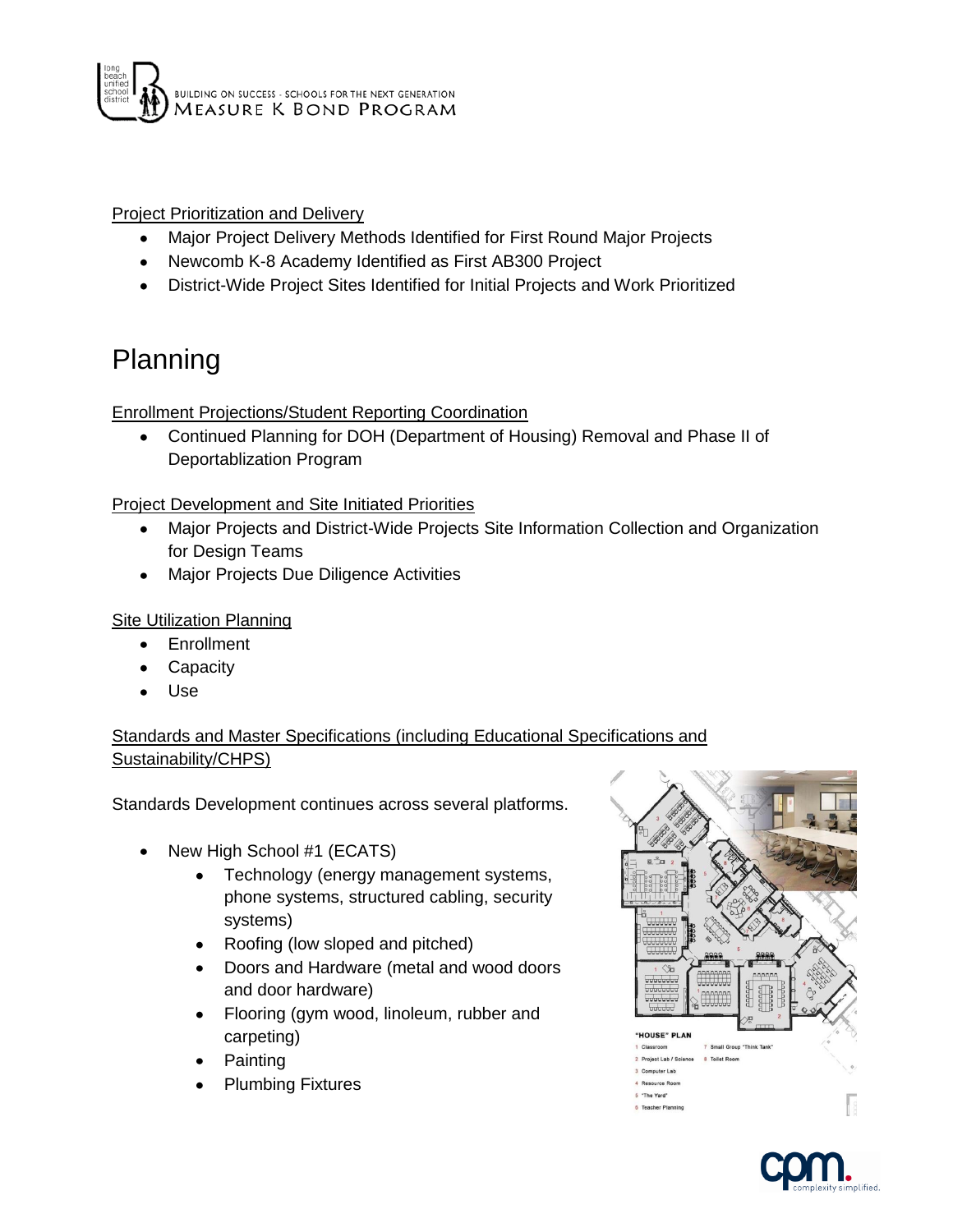Project Prioritization and Delivery

- Major Project Delivery Methods Identified for First Round Major Projects
- Newcomb K-8 Academy Identified as First AB300 Project
- District-Wide Project Sites Identified for Initial Projects and Work Prioritized

# Planning

Enrollment Projections/Student Reporting Coordination

- Continued Planning for DOH (Department of Housing) Removal and Phase II of Deportablization Program

Project Development and Site Initiated Priorities

- Major Projects and District-Wide Projects Site Information Collection and Organization for Design Teams
- Major Projects Due Diligence Activities

Site Utilization Planning

- Enrollment
- Capacity
- Use

Standards and Master Specifications (including Educational Specifications and Sustainability/CHPS)

Standards Development continues across several platforms.

- New High School #1 (ECATS)
  - Technology (energy management systems, phone systems, structured cabling, security systems)
  - Roofing (low sloped and pitched)
  - Doors and Hardware (metal and wood doors and door hardware)
  - Flooring (gym wood, linoleum, rubber and carpeting)
  - Painting
  - Plumbing Fixtures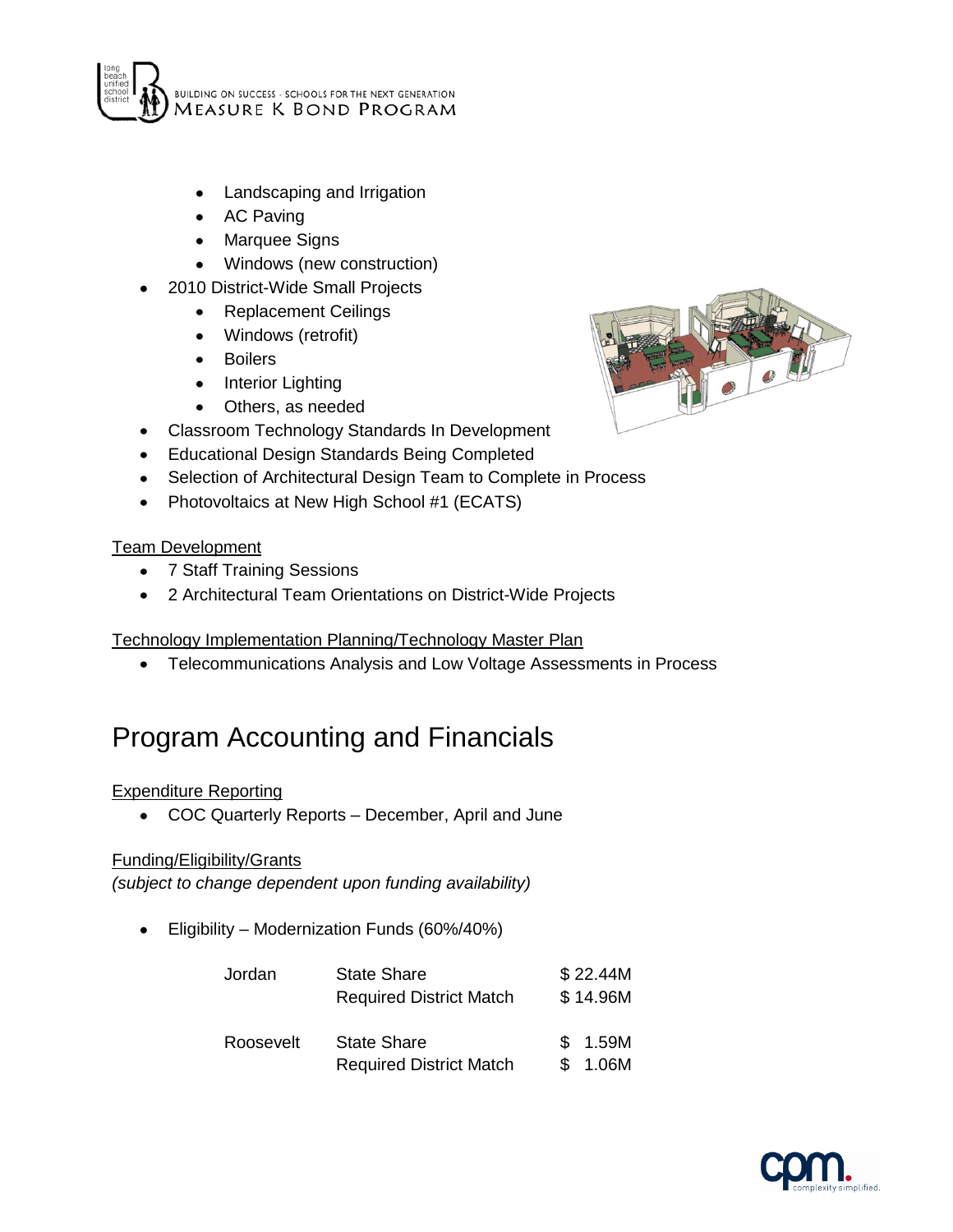- Landscaping and Irrigation
  - AC Paving
  - Marquee Signs
  - Windows (new construction)
- 2010 District-Wide Small Projects
  - Replacement Ceilings
  - Windows (retrofit)
  - Boilers
  - Interior Lighting
  - Others, as needed
- Classroom Technology Standards In Development
- Educational Design Standards Being Completed
- Selection of Architectural Design Team to Complete in Process
- Photovoltaics at New High School #1 (ECATS)

Team Development

- 7 Staff Training Sessions
- 2 Architectural Team Orientations on District-Wide Projects

Technology Implementation Planning/Technology Master Plan

- Telecommunications Analysis and Low Voltage Assessments in Process

# Program Accounting and Financials

Expenditure Reporting

- COC Quarterly Reports – December, April and June

Funding/Eligibility/Grants

*(subject to change dependent upon funding availability)*

- Eligibility – Modernization Funds (60%/40%)

| | | |
|---|---|---|
| Jordan | State Share | $ 22.44M |
| | Required District Match | $ 14.96M |
| Roosevelt | State Share | $ 1.59M |
| | Required District Match | $ 1.06M |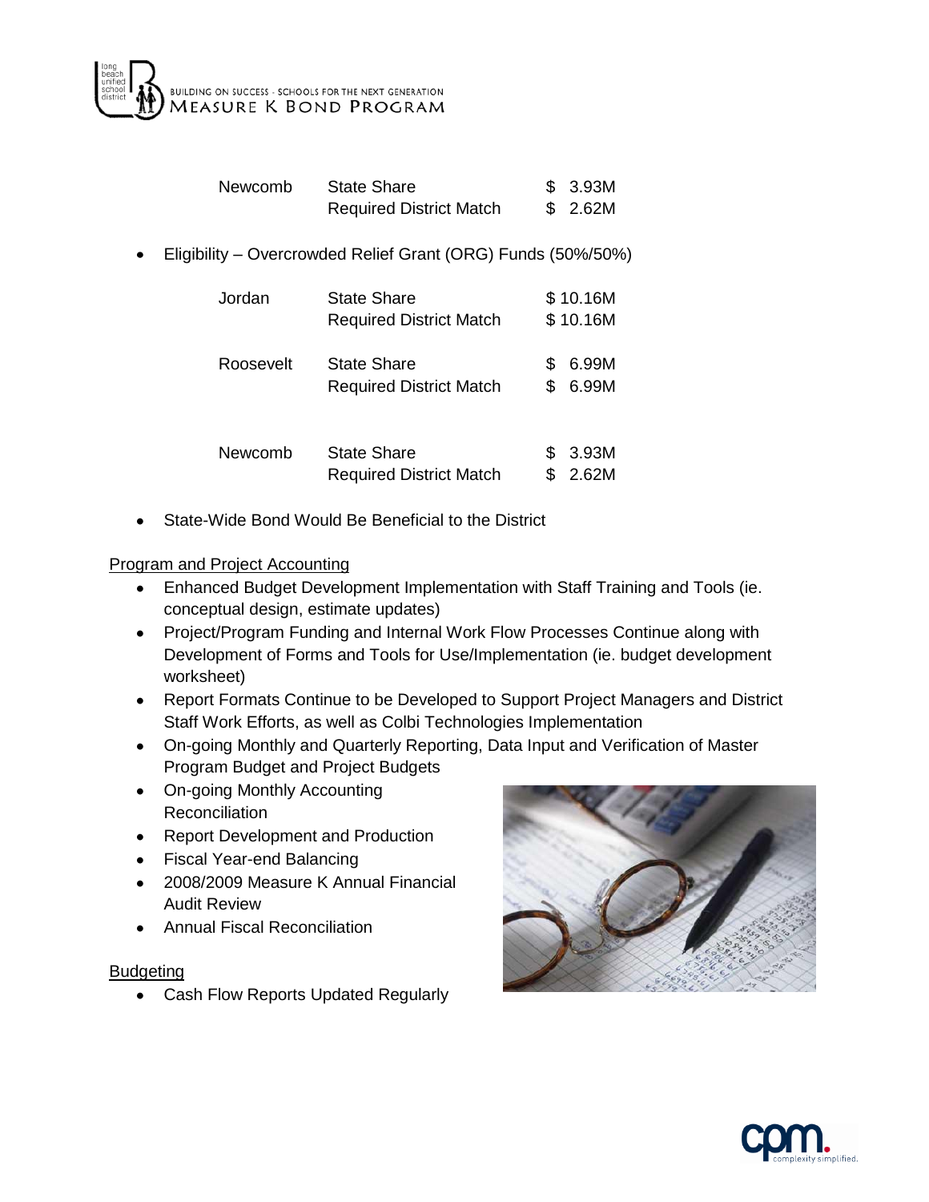| | | |
|---|---|---|
| Newcomb | State Share | $ 3.93M |
| | Required District Match | $ 2.62M |

- Eligibility – Overcrowded Relief Grant (ORG) Funds (50%/50%)

| | | |
|---|---|---|
| Jordan | State Share | $ 10.16M |
| | Required District Match | $ 10.16M |
| Roosevelt | State Share | $ 6.99M |
| | Required District Match | $ 6.99M |
| Newcomb | State Share | $ 3.93M |
| | Required District Match | $ 2.62M |

- State-Wide Bond Would Be Beneficial to the District

<u>Program and Project Accounting</u>

- Enhanced Budget Development Implementation with Staff Training and Tools (ie. conceptual design, estimate updates)
- Project/Program Funding and Internal Work Flow Processes Continue along with Development of Forms and Tools for Use/Implementation (ie. budget development worksheet)
- Report Formats Continue to be Developed to Support Project Managers and District Staff Work Efforts, as well as Colbi Technologies Implementation
- On-going Monthly and Quarterly Reporting, Data Input and Verification of Master Program Budget and Project Budgets
- On-going Monthly Accounting Reconciliation
- Report Development and Production
- Fiscal Year-end Balancing
- 2008/2009 Measure K Annual Financial Audit Review
- Annual Fiscal Reconciliation

<u>Budgeting</u>

- Cash Flow Reports Updated Regularly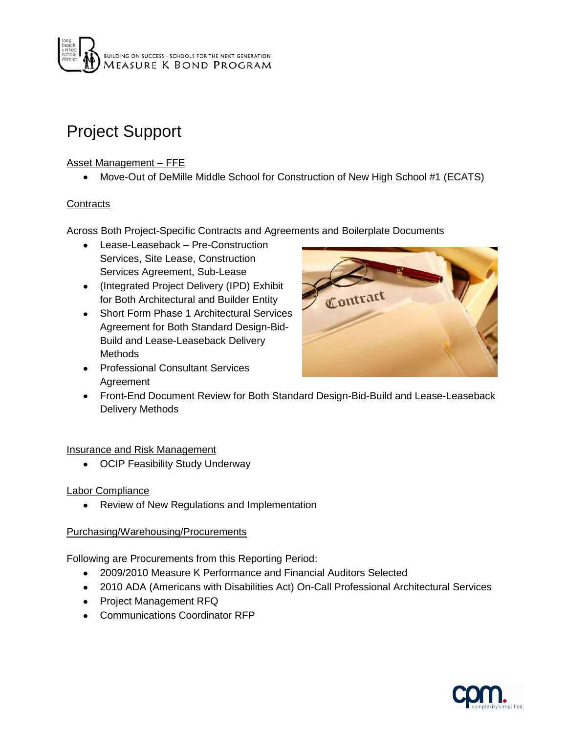# Project Support

Asset Management – FFE

- Move-Out of DeMille Middle School for Construction of New High School #1 (ECATS)

Contracts

Across Both Project-Specific Contracts and Agreements and Boilerplate Documents

- Lease-Leaseback – Pre-Construction Services, Site Lease, Construction Services Agreement, Sub-Lease
- (Integrated Project Delivery (IPD) Exhibit for Both Architectural and Builder Entity
- Short Form Phase 1 Architectural Services Agreement for Both Standard Design-Bid-Build and Lease-Leaseback Delivery Methods
- Professional Consultant Services Agreement
- Front-End Document Review for Both Standard Design-Bid-Build and Lease-Leaseback Delivery Methods

Insurance and Risk Management

- OCIP Feasibility Study Underway

Labor Compliance

- Review of New Regulations and Implementation

Purchasing/Warehousing/Procurements

Following are Procurements from this Reporting Period:

- 2009/2010 Measure K Performance and Financial Auditors Selected
- 2010 ADA (Americans with Disabilities Act) On-Call Professional Architectural Services
- Project Management RFQ
- Communications Coordinator RFP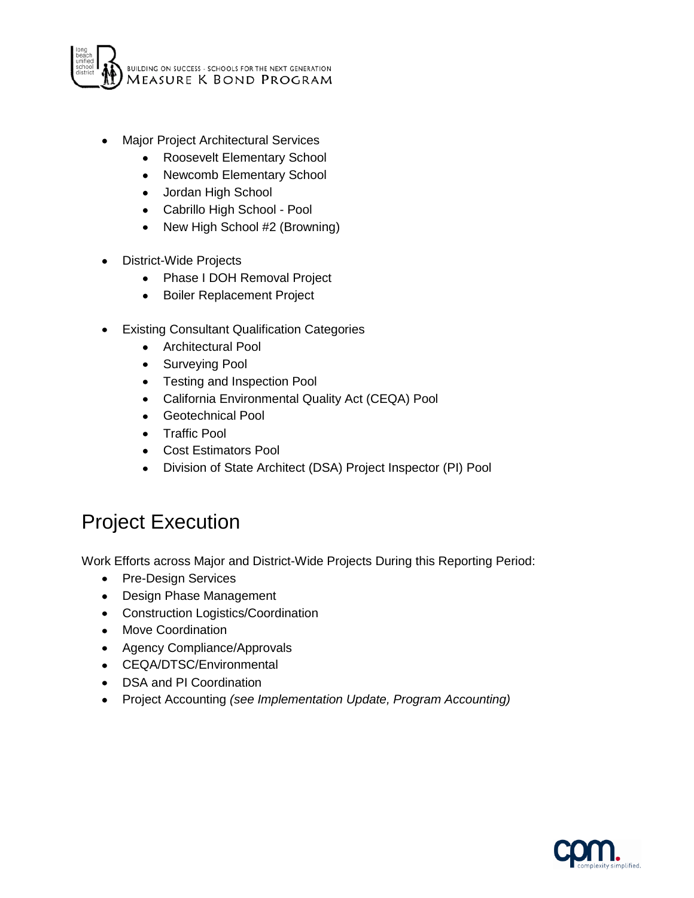- Major Project Architectural Services
    - Roosevelt Elementary School
    - Newcomb Elementary School
    - Jordan High School
    - Cabrillo High School - Pool
    - New High School #2 (Browning)

- District-Wide Projects
    - Phase I DOH Removal Project
    - Boiler Replacement Project

- Existing Consultant Qualification Categories
    - Architectural Pool
    - Surveying Pool
    - Testing and Inspection Pool
    - California Environmental Quality Act (CEQA) Pool
    - Geotechnical Pool
    - Traffic Pool
    - Cost Estimators Pool
    - Division of State Architect (DSA) Project Inspector (PI) Pool

# Project Execution

Work Efforts across Major and District-Wide Projects During this Reporting Period:

- Pre-Design Services
- Design Phase Management
- Construction Logistics/Coordination
- Move Coordination
- Agency Compliance/Approvals
- CEQA/DTSC/Environmental
- DSA and PI Coordination
- Project Accounting *(see Implementation Update, Program Accounting)*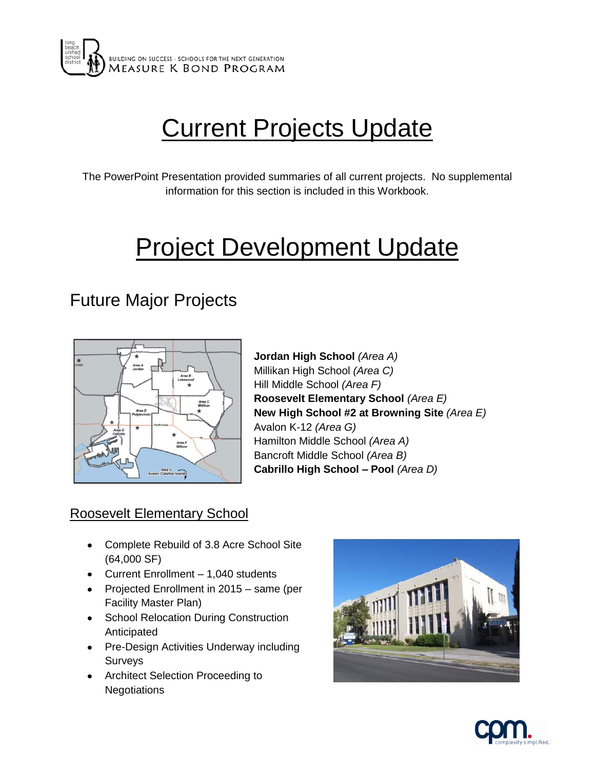# Current Projects Update

The PowerPoint Presentation provided summaries of all current projects. No supplemental information for this section is included in this Workbook.

# Project Development Update

## Future Major Projects

**Jordan High School** *(Area A)*
Millikan High School *(Area C)*
Hill Middle School *(Area F)*
**Roosevelt Elementary School** *(Area E)*
**New High School #2 at Browning Site** *(Area E)*
Avalon K-12 *(Area G)*
Hamilton Middle School *(Area A)*
Bancroft Middle School *(Area B)*
**Cabrillo High School – Pool** *(Area D)*

### Roosevelt Elementary School

- Complete Rebuild of 3.8 Acre School Site (64,000 SF)
- Current Enrollment – 1,040 students
- Projected Enrollment in 2015 – same (per Facility Master Plan)
- School Relocation During Construction Anticipated
- Pre-Design Activities Underway including Surveys
- Architect Selection Proceeding to Negotiations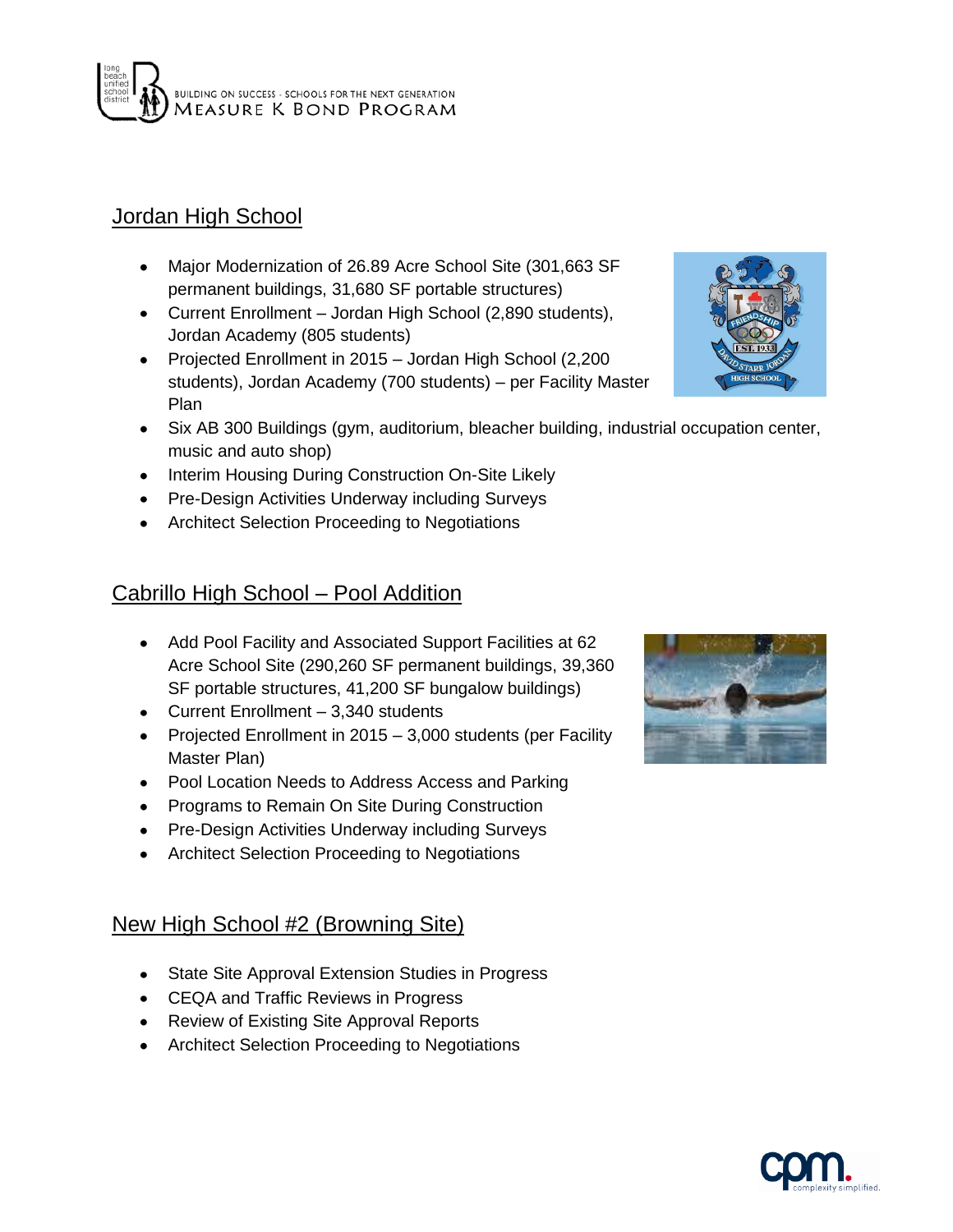## Jordan High School

- Major Modernization of 26.89 Acre School Site (301,663 SF permanent buildings, 31,680 SF portable structures)
- Current Enrollment – Jordan High School (2,890 students), Jordan Academy (805 students)
- Projected Enrollment in 2015 – Jordan High School (2,200 students), Jordan Academy (700 students) – per Facility Master Plan
- Six AB 300 Buildings (gym, auditorium, bleacher building, industrial occupation center, music and auto shop)
- Interim Housing During Construction On-Site Likely
- Pre-Design Activities Underway including Surveys
- Architect Selection Proceeding to Negotiations

## Cabrillo High School – Pool Addition

- Add Pool Facility and Associated Support Facilities at 62 Acre School Site (290,260 SF permanent buildings, 39,360 SF portable structures, 41,200 SF bungalow buildings)
- Current Enrollment – 3,340 students
- Projected Enrollment in 2015 – 3,000 students (per Facility Master Plan)
- Pool Location Needs to Address Access and Parking
- Programs to Remain On Site During Construction
- Pre-Design Activities Underway including Surveys
- Architect Selection Proceeding to Negotiations

## New High School #2 (Browning Site)

- State Site Approval Extension Studies in Progress
- CEQA and Traffic Reviews in Progress
- Review of Existing Site Approval Reports
- Architect Selection Proceeding to Negotiations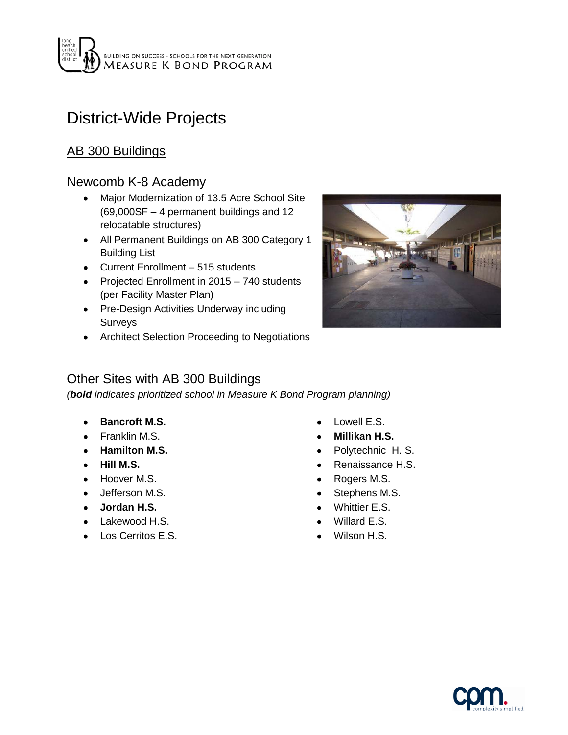# District-Wide Projects

## AB 300 Buildings

### Newcomb K-8 Academy

- Major Modernization of 13.5 Acre School Site (69,000SF – 4 permanent buildings and 12 relocatable structures)
- All Permanent Buildings on AB 300 Category 1 Building List
- Current Enrollment – 515 students
- Projected Enrollment in 2015 – 740 students (per Facility Master Plan)
- Pre-Design Activities Underway including Surveys
- Architect Selection Proceeding to Negotiations

### Other Sites with AB 300 Buildings

*(**bold** indicates prioritized school in Measure K Bond Program planning)*

- **Bancroft M.S.**
- Franklin M.S.
- **Hamilton M.S.**
- **Hill M.S.**
- Hoover M.S.
- Jefferson M.S.
- **Jordan H.S.**
- Lakewood H.S.
- Los Cerritos E.S.
- Lowell E.S.
- **Millikan H.S.**
- Polytechnic H. S.
- Renaissance H.S.
- Rogers M.S.
- Stephens M.S.
- Whittier E.S.
- Willard E.S.
- Wilson H.S.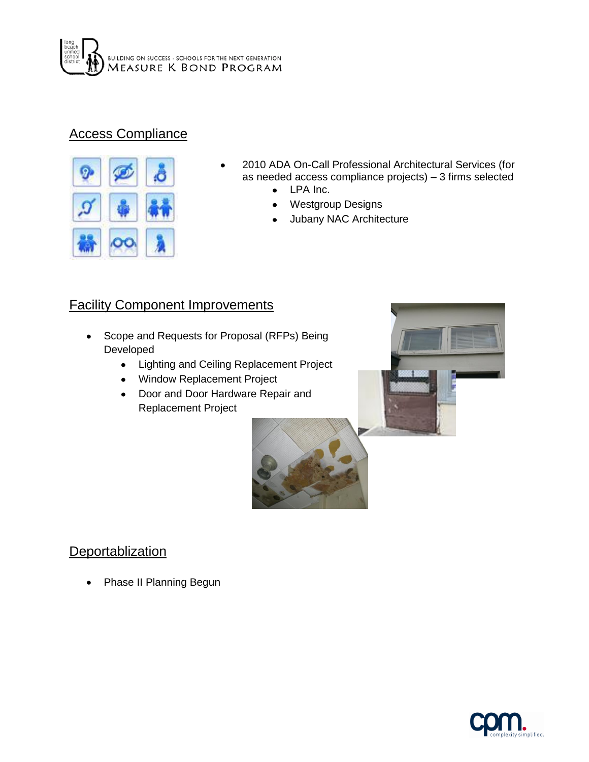## Access Compliance

- 2010 ADA On-Call Professional Architectural Services (for as needed access compliance projects) – 3 firms selected
  - LPA Inc.
  - Westgroup Designs
  - Jubany NAC Architecture

## Facility Component Improvements

- Scope and Requests for Proposal (RFPs) Being Developed
  - Lighting and Ceiling Replacement Project
  - Window Replacement Project
  - Door and Door Hardware Repair and Replacement Project

## Deportablization

- Phase II Planning Begun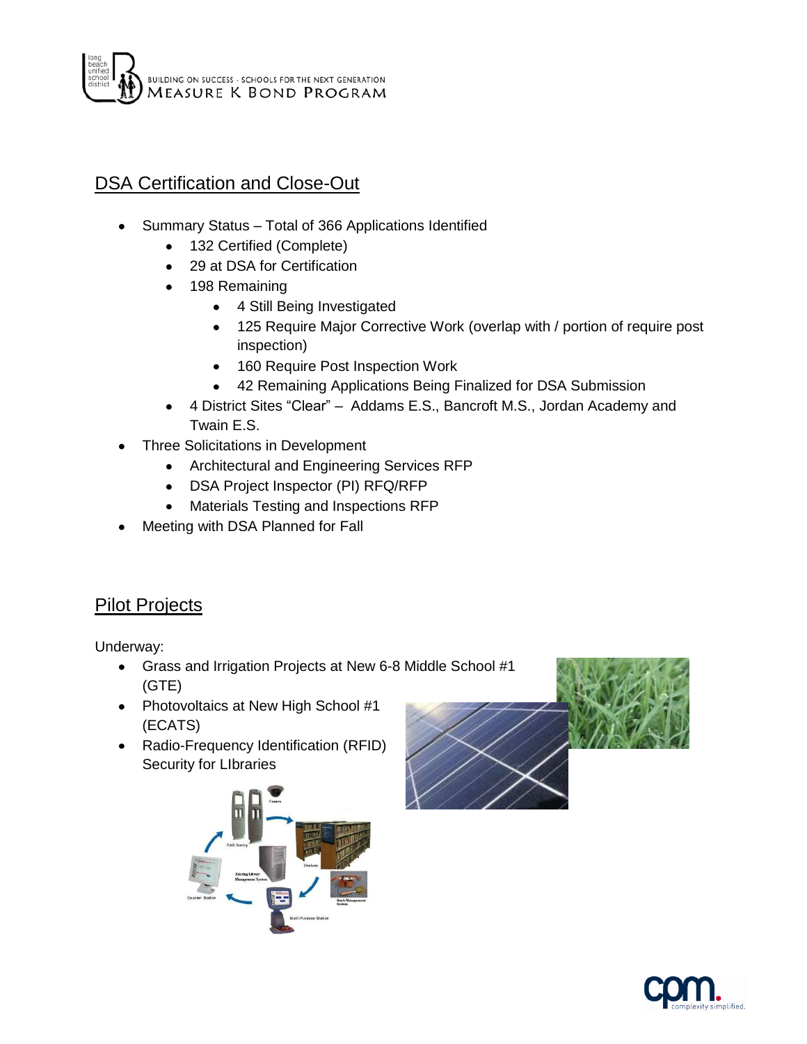## DSA Certification and Close-Out

- Summary Status – Total of 366 Applications Identified
  - 132 Certified (Complete)
  - 29 at DSA for Certification
  - 198 Remaining
    - 4 Still Being Investigated
    - 125 Require Major Corrective Work (overlap with / portion of require post inspection)
    - 160 Require Post Inspection Work
    - 42 Remaining Applications Being Finalized for DSA Submission
  - 4 District Sites "Clear" – Addams E.S., Bancroft M.S., Jordan Academy and Twain E.S.
- Three Solicitations in Development
  - Architectural and Engineering Services RFP
  - DSA Project Inspector (PI) RFQ/RFP
  - Materials Testing and Inspections RFP
- Meeting with DSA Planned for Fall

## Pilot Projects

Underway:

- Grass and Irrigation Projects at New 6-8 Middle School #1 (GTE)
- Photovoltaics at New High School #1 (ECATS)
- Radio-Frequency Identification (RFID) Security for LIbraries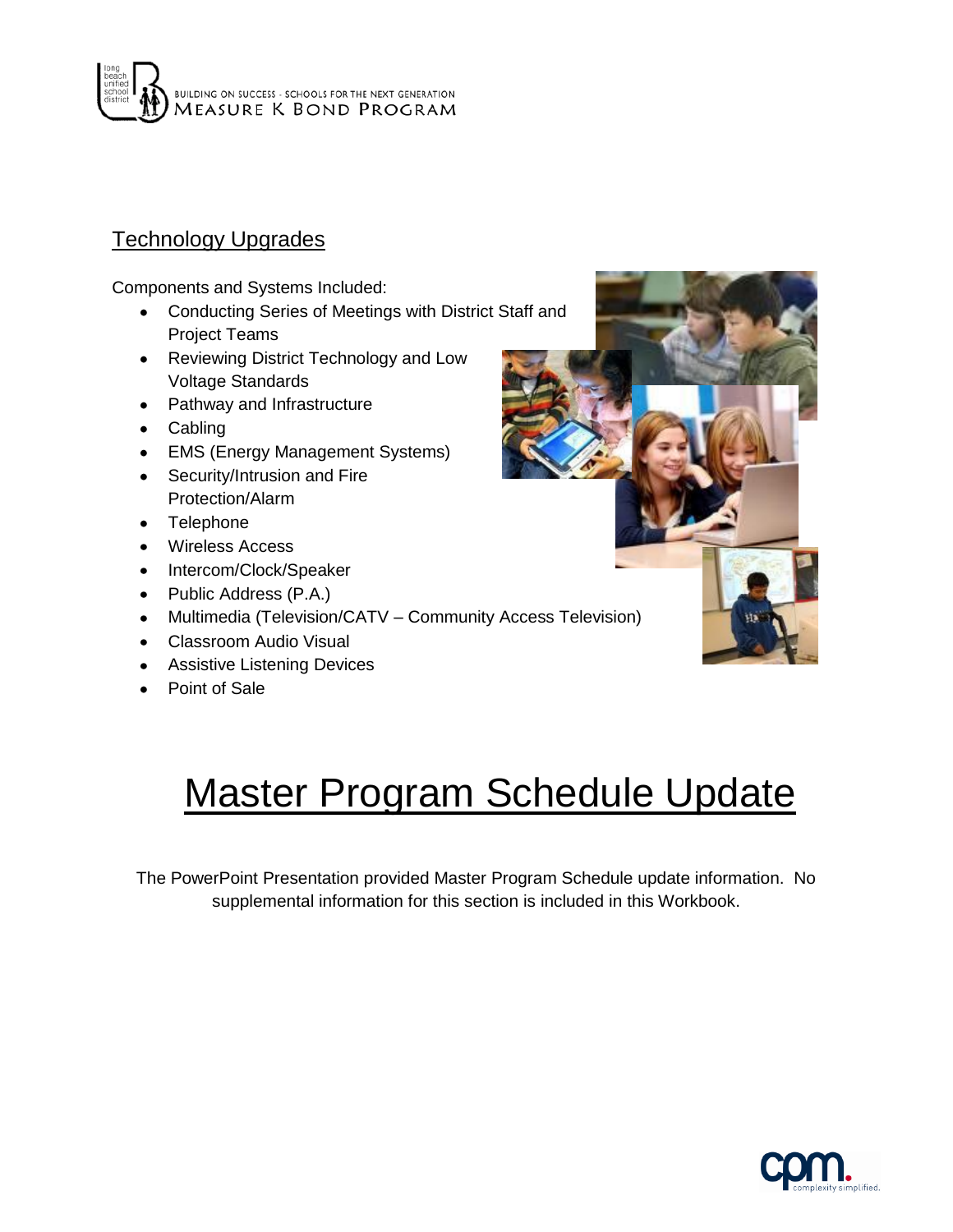## Technology Upgrades

Components and Systems Included:

- Conducting Series of Meetings with District Staff and Project Teams
- Reviewing District Technology and Low Voltage Standards
- Pathway and Infrastructure
- Cabling
- EMS (Energy Management Systems)
- Security/Intrusion and Fire Protection/Alarm
- Telephone
- Wireless Access
- Intercom/Clock/Speaker
- Public Address (P.A.)
- Multimedia (Television/CATV – Community Access Television)
- Classroom Audio Visual
- Assistive Listening Devices
- Point of Sale

# Master Program Schedule Update

The PowerPoint Presentation provided Master Program Schedule update information. No supplemental information for this section is included in this Workbook.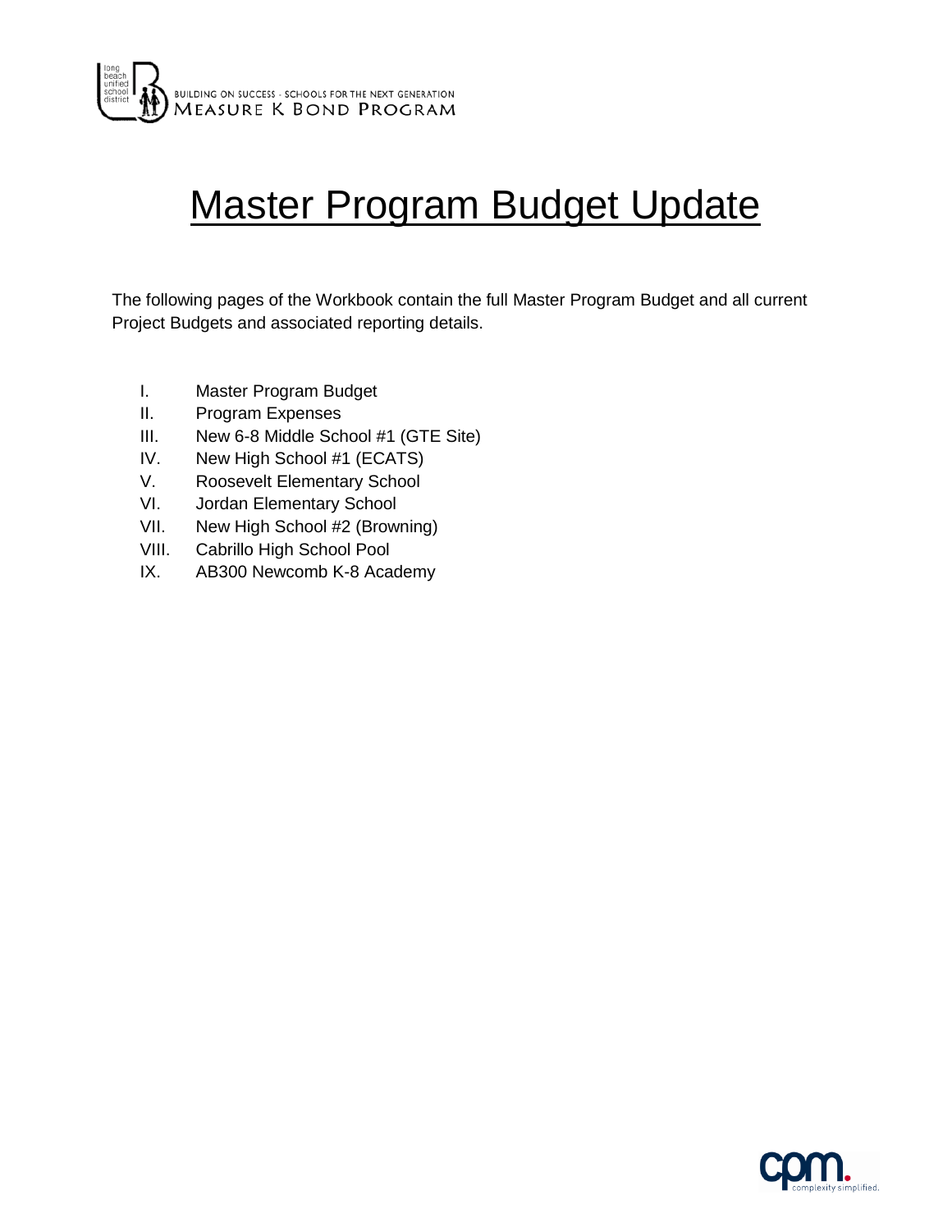BUILDING ON SUCCESS - SCHOOLS FOR THE NEXT GENERATION

MEASURE K BOND PROGRAM

# Master Program Budget Update

The following pages of the Workbook contain the full Master Program Budget and all current Project Budgets and associated reporting details.

I. Master Program Budget
II. Program Expenses
III. New 6-8 Middle School #1 (GTE Site)
IV. New High School #1 (ECATS)
V. Roosevelt Elementary School
VI. Jordan Elementary School
VII. New High School #2 (Browning)
VIII. Cabrillo High School Pool
IX. AB300 Newcomb K-8 Academy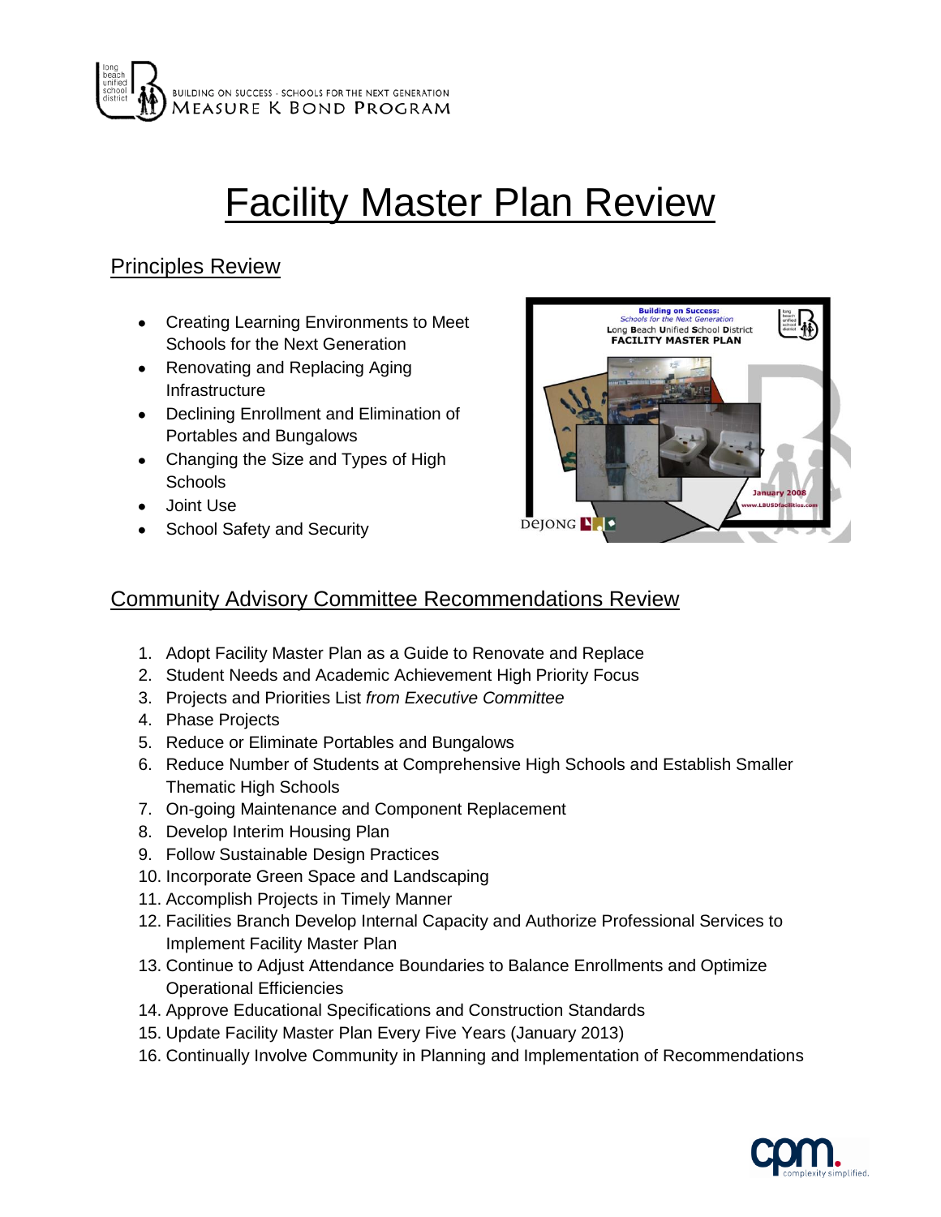# Facility Master Plan Review

## Principles Review

- Creating Learning Environments to Meet Schools for the Next Generation
- Renovating and Replacing Aging Infrastructure
- Declining Enrollment and Elimination of Portables and Bungalows
- Changing the Size and Types of High Schools
- Joint Use
- School Safety and Security

## Community Advisory Committee Recommendations Review

1. Adopt Facility Master Plan as a Guide to Renovate and Replace
2. Student Needs and Academic Achievement High Priority Focus
3. Projects and Priorities List *from Executive Committee*
4. Phase Projects
5. Reduce or Eliminate Portables and Bungalows
6. Reduce Number of Students at Comprehensive High Schools and Establish Smaller Thematic High Schools
7. On-going Maintenance and Component Replacement
8. Develop Interim Housing Plan
9. Follow Sustainable Design Practices
10. Incorporate Green Space and Landscaping
11. Accomplish Projects in Timely Manner
12. Facilities Branch Develop Internal Capacity and Authorize Professional Services to Implement Facility Master Plan
13. Continue to Adjust Attendance Boundaries to Balance Enrollments and Optimize Operational Efficiencies
14. Approve Educational Specifications and Construction Standards
15. Update Facility Master Plan Every Five Years (January 2013)
16. Continually Involve Community in Planning and Implementation of Recommendations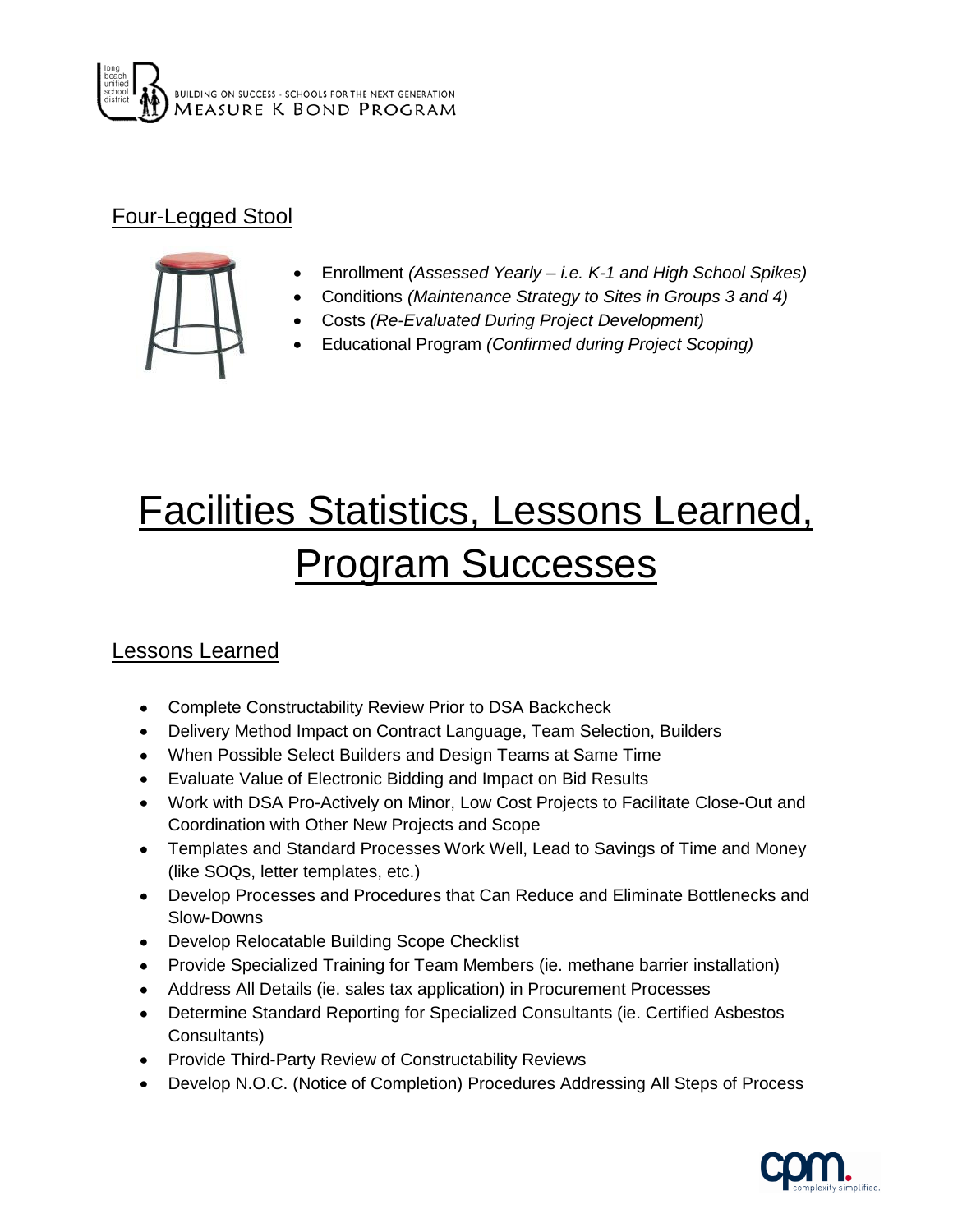## Four-Legged Stool

- Enrollment *(Assessed Yearly – i.e. K-1 and High School Spikes)*
- Conditions *(Maintenance Strategy to Sites in Groups 3 and 4)*
- Costs *(Re-Evaluated During Project Development)*
- Educational Program *(Confirmed during Project Scoping)*

# Facilities Statistics, Lessons Learned, Program Successes

## Lessons Learned

- Complete Constructability Review Prior to DSA Backcheck
- Delivery Method Impact on Contract Language, Team Selection, Builders
- When Possible Select Builders and Design Teams at Same Time
- Evaluate Value of Electronic Bidding and Impact on Bid Results
- Work with DSA Pro-Actively on Minor, Low Cost Projects to Facilitate Close-Out and Coordination with Other New Projects and Scope
- Templates and Standard Processes Work Well, Lead to Savings of Time and Money (like SOQs, letter templates, etc.)
- Develop Processes and Procedures that Can Reduce and Eliminate Bottlenecks and Slow-Downs
- Develop Relocatable Building Scope Checklist
- Provide Specialized Training for Team Members (ie. methane barrier installation)
- Address All Details (ie. sales tax application) in Procurement Processes
- Determine Standard Reporting for Specialized Consultants (ie. Certified Asbestos Consultants)
- Provide Third-Party Review of Constructability Reviews
- Develop N.O.C. (Notice of Completion) Procedures Addressing All Steps of Process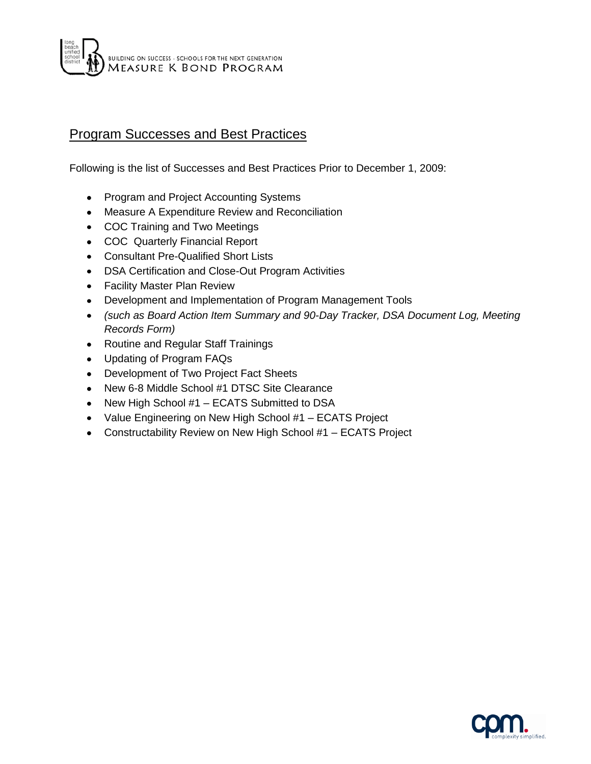## Program Successes and Best Practices

Following is the list of Successes and Best Practices Prior to December 1, 2009:

- Program and Project Accounting Systems
- Measure A Expenditure Review and Reconciliation
- COC Training and Two Meetings
- COC Quarterly Financial Report
- Consultant Pre-Qualified Short Lists
- DSA Certification and Close-Out Program Activities
- Facility Master Plan Review
- Development and Implementation of Program Management Tools
- *(such as Board Action Item Summary and 90-Day Tracker, DSA Document Log, Meeting Records Form)*
- Routine and Regular Staff Trainings
- Updating of Program FAQs
- Development of Two Project Fact Sheets
- New 6-8 Middle School #1 DTSC Site Clearance
- New High School #1 – ECATS Submitted to DSA
- Value Engineering on New High School #1 – ECATS Project
- Constructability Review on New High School #1 – ECATS Project